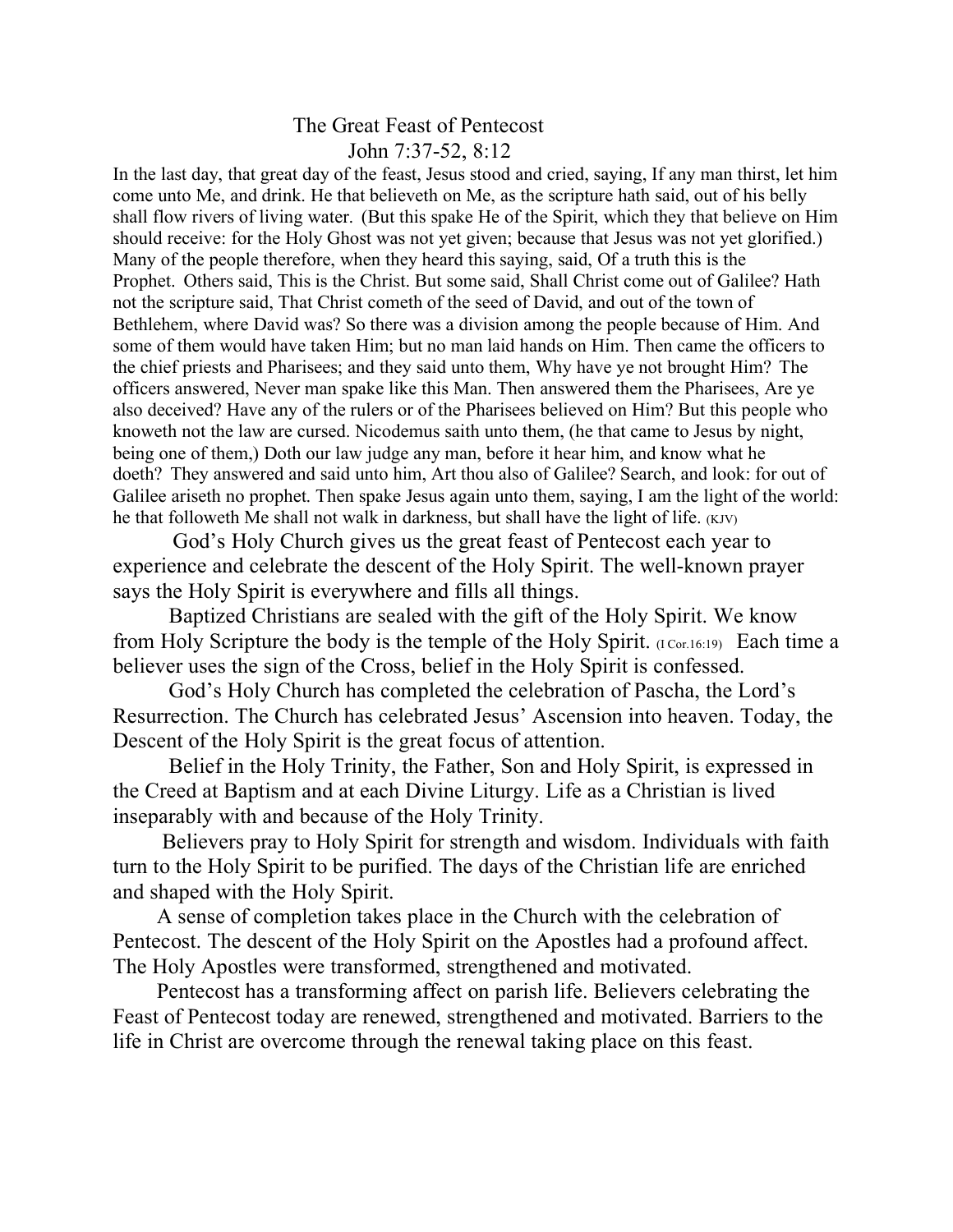# The Great Feast of Pentecost

## John 7:37-52, 8:12

In the last day, that great day of the feast, Jesus stood and cried, saying, If any man thirst, let him come unto Me, and drink. He that believeth on Me, as the scripture hath said, out of his belly shall flow rivers of living water. (But this spake He of the Spirit, which they that believe on Him should receive: for the Holy Ghost was not yet given; because that Jesus was not yet glorified.) Many of the people therefore, when they heard this saying, said, Of a truth this is the Prophet. Others said, This is the Christ. But some said, Shall Christ come out of Galilee? Hath not the scripture said, That Christ cometh of the seed of David, and out of the town of Bethlehem, where David was? So there was a division among the people because of Him. And some of them would have taken Him; but no man laid hands on Him. Then came the officers to the chief priests and Pharisees; and they said unto them, Why have ye not brought Him? The officers answered, Never man spake like this Man. Then answered them the Pharisees, Are ye also deceived? Have any of the rulers or of the Pharisees believed on Him? But this people who knoweth not the law are cursed. Nicodemus saith unto them, (he that came to Jesus by night, being one of them,) Doth our law judge any man, before it hear him, and know what he doeth? They answered and said unto him, Art thou also of Galilee? Search, and look: for out of Galilee ariseth no prophet. Then spake Jesus again unto them, saying, I am the light of the world: he that followeth Me shall not walk in darkness, but shall have the light of life. (KJV)

God's Holy Church gives us the great feast of Pentecost each year to experience and celebrate the descent of the Holy Spirit. The well-known prayer says the Holy Spirit is everywhere and fills all things.

Baptized Christians are sealed with the gift of the Holy Spirit. We know from Holy Scripture the body is the temple of the Holy Spirit. (I Cor.16:19) Each time a believer uses the sign of the Cross, belief in the Holy Spirit is confessed.

God's Holy Church has completed the celebration of Pascha, the Lord's Resurrection. The Church has celebrated Jesus' Ascension into heaven. Today, the Descent of the Holy Spirit is the great focus of attention.

Belief in the Holy Trinity, the Father, Son and Holy Spirit, is expressed in the Creed at Baptism and at each Divine Liturgy. Life as a Christian is lived inseparably with and because of the Holy Trinity.

Believers pray to Holy Spirit for strength and wisdom. Individuals with faith turn to the Holy Spirit to be purified. The days of the Christian life are enriched and shaped with the Holy Spirit.

A sense of completion takes place in the Church with the celebration of Pentecost. The descent of the Holy Spirit on the Apostles had a profound affect. The Holy Apostles were transformed, strengthened and motivated.

Pentecost has a transforming affect on parish life. Believers celebrating the Feast of Pentecost today are renewed, strengthened and motivated. Barriers to the life in Christ are overcome through the renewal taking place on this feast.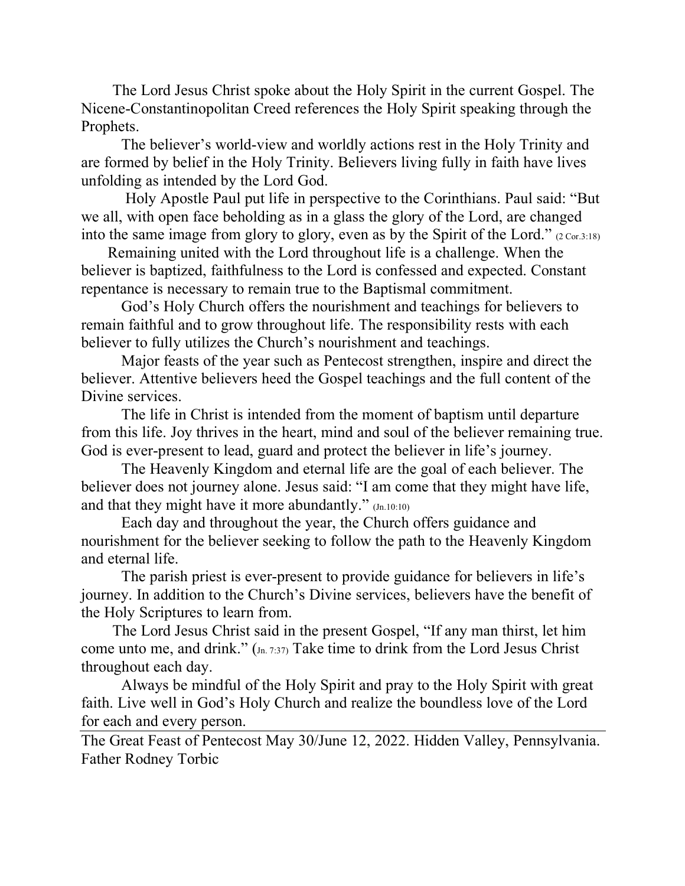The Lord Jesus Christ spoke about the Holy Spirit in the current Gospel. The Nicene-Constantinopolitan Creed references the Holy Spirit speaking through the Prophets.

The believer's world-view and worldly actions rest in the Holy Trinity and are formed by belief in the Holy Trinity. Believers living fully in faith have lives unfolding as intended by the Lord God.

Holy Apostle Paul put life in perspective to the Corinthians. Paul said: "But we all, with open face beholding as in a glass the glory of the Lord, are changed into the same image from glory to glory, even as by the Spirit of the Lord." (2 Cor.3:18)

Remaining united with the Lord throughout life is a challenge. When the believer is baptized, faithfulness to the Lord is confessed and expected. Constant repentance is necessary to remain true to the Baptismal commitment.

God's Holy Church offers the nourishment and teachings for believers to remain faithful and to grow throughout life. The responsibility rests with each believer to fully utilizes the Church's nourishment and teachings.

Major feasts of the year such as Pentecost strengthen, inspire and direct the believer. Attentive believers heed the Gospel teachings and the full content of the Divine services.

The life in Christ is intended from the moment of baptism until departure from this life. Joy thrives in the heart, mind and soul of the believer remaining true. God is ever-present to lead, guard and protect the believer in life's journey.

The Heavenly Kingdom and eternal life are the goal of each believer. The believer does not journey alone. Jesus said: "I am come that they might have life, and that they might have it more abundantly." (Jn.10:10)

Each day and throughout the year, the Church offers guidance and nourishment for the believer seeking to follow the path to the Heavenly Kingdom and eternal life.

The parish priest is ever-present to provide guidance for believers in life's journey. In addition to the Church's Divine services, believers have the benefit of the Holy Scriptures to learn from.

The Lord Jesus Christ said in the present Gospel, "If any man thirst, let him come unto me, and drink." (Jn. 7:37) Take time to drink from the Lord Jesus Christ throughout each day.

Always be mindful of the Holy Spirit and pray to the Holy Spirit with great faith. Live well in God's Holy Church and realize the boundless love of the Lord for each and every person.

---

The Great Feast of Pentecost May 30/June 12, 2022. Hidden Valley, Pennsylvania.
Father Rodney Torbic